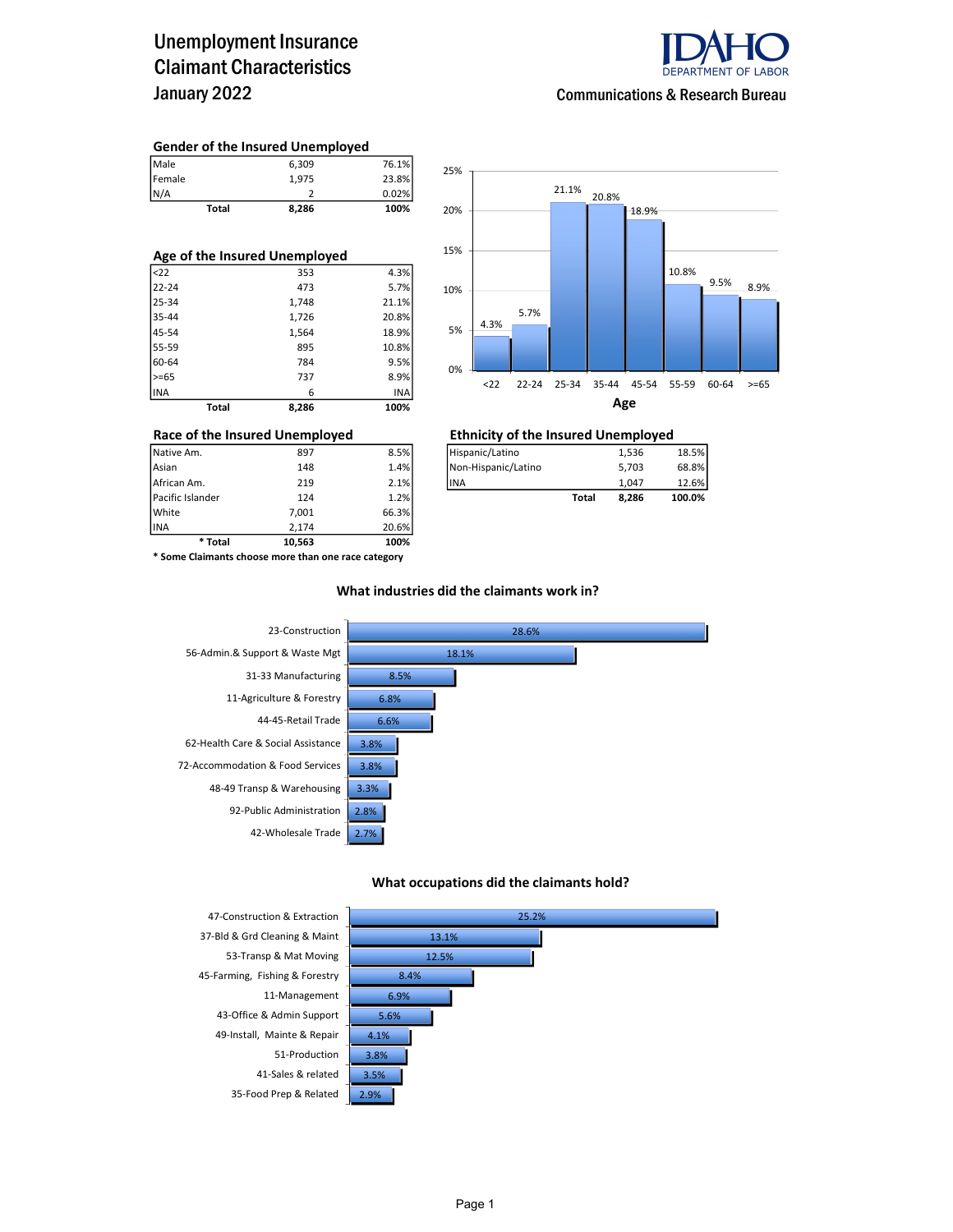# Unemployment Insurance Claimant Characteristics
## January 2022

IDAHO DEPARTMENT OF LABOR

Communications & Research Bureau

### Gender of the Insured Unemployed

| | | |
|---|---|---|
| Male | 6,309 | 76.1% |
| Female | 1,975 | 23.8% |
| N/A | 2 | 0.02% |
| **Total** | **8,286** | **100%** |

### Age of the Insured Unemployed

| | | |
|---|---|---|
| <22 | 353 | 4.3% |
| 22-24 | 473 | 5.7% |
| 25-34 | 1,748 | 21.1% |
| 35-44 | 1,726 | 20.8% |
| 45-54 | 1,564 | 18.9% |
| 55-59 | 895 | 10.8% |
| 60-64 | 784 | 9.5% |
| >=65 | 737 | 8.9% |
| INA | 6 | INA |
| **Total** | **8,286** | **100%** |

**Age**

| Age | <22 | 22-24 | 25-34 | 35-44 | 45-54 | 55-59 | 60-64 | >=65 |
|---|---|---|---|---|---|---|---|---|
| % | 4.3% | 5.7% | 21.1% | 20.8% | 18.9% | 10.8% | 9.5% | 8.9% |

### Race of the Insured Unemployed

| | | |
|---|---|---|
| Native Am. | 897 | 8.5% |
| Asian | 148 | 1.4% |
| African Am. | 219 | 2.1% |
| Pacific Islander | 124 | 1.2% |
| White | 7,001 | 66.3% |
| INA | 2,174 | 20.6% |
| *** Total** | **10,563** | **100%** |

**\* Some Claimants choose more than one race category**

### Ethnicity of the Insured Unemployed

| | | |
|---|---|---|
| Hispanic/Latino | 1,536 | 18.5% |
| Non-Hispanic/Latino | 5,703 | 68.8% |
| INA | 1,047 | 12.6% |
| **Total** | **8,286** | **100.0%** |

### What industries did the claimants work in?

| Industry | % |
|---|---|
| 23-Construction | 28.6% |
| 56-Admin.& Support & Waste Mgt | 18.1% |
| 31-33 Manufacturing | 8.5% |
| 11-Agriculture & Forestry | 6.8% |
| 44-45-Retail Trade | 6.6% |
| 62-Health Care & Social Assistance | 3.8% |
| 72-Accommodation & Food Services | 3.8% |
| 48-49 Transp & Warehousing | 3.3% |
| 92-Public Administration | 2.8% |
| 42-Wholesale Trade | 2.7% |

### What occupations did the claimants hold?

| Occupation | % |
|---|---|
| 47-Construction & Extraction | 25.2% |
| 37-Bld & Grd Cleaning & Maint | 13.1% |
| 53-Transp & Mat Moving | 12.5% |
| 45-Farming, Fishing & Forestry | 8.4% |
| 11-Management | 6.9% |
| 43-Office & Admin Support | 5.6% |
| 49-Install, Mainte & Repair | 4.1% |
| 51-Production | 3.8% |
| 41-Sales & related | 3.5% |
| 35-Food Prep & Related | 2.9% |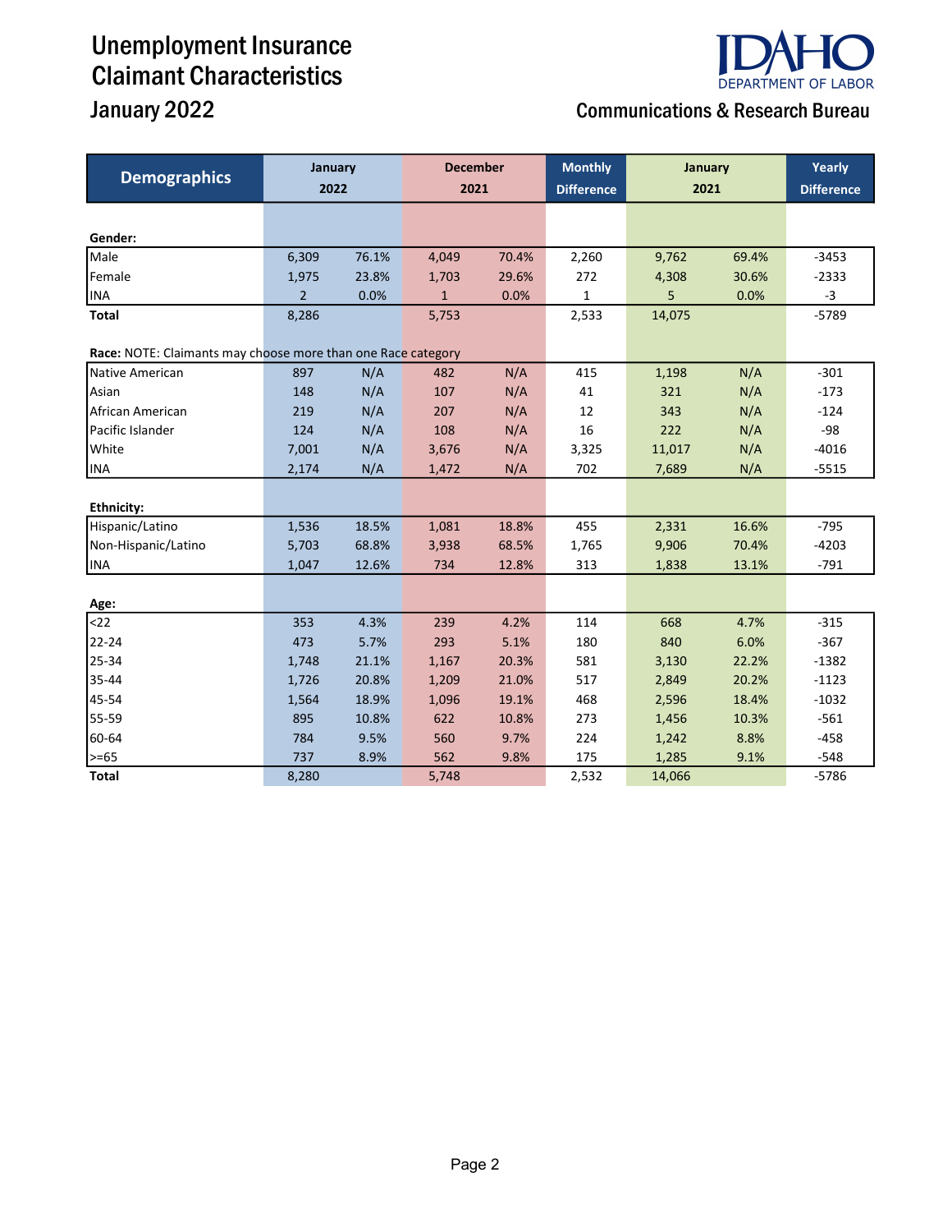# Unemployment Insurance Claimant Characteristics

## January 2022

IDAHO DEPARTMENT OF LABOR

Communications & Research Bureau

| Demographics | January 2022 | | December 2021 | | Monthly Difference | January 2021 | | Yearly Difference |
|---|---|---|---|---|---|---|---|---|
| **Gender:** | | | | | | | | |
| Male | 6,309 | 76.1% | 4,049 | 70.4% | 2,260 | 9,762 | 69.4% | -3453 |
| Female | 1,975 | 23.8% | 1,703 | 29.6% | 272 | 4,308 | 30.6% | -2333 |
| INA | 2 | 0.0% | 1 | 0.0% | 1 | 5 | 0.0% | -3 |
| **Total** | 8,286 | | 5,753 | | 2,533 | 14,075 | | -5789 |
| **Race:** NOTE: Claimants may choose more than one Race category | | | | | | | | |
| Native American | 897 | N/A | 482 | N/A | 415 | 1,198 | N/A | -301 |
| Asian | 148 | N/A | 107 | N/A | 41 | 321 | N/A | -173 |
| African American | 219 | N/A | 207 | N/A | 12 | 343 | N/A | -124 |
| Pacific Islander | 124 | N/A | 108 | N/A | 16 | 222 | N/A | -98 |
| White | 7,001 | N/A | 3,676 | N/A | 3,325 | 11,017 | N/A | -4016 |
| INA | 2,174 | N/A | 1,472 | N/A | 702 | 7,689 | N/A | -5515 |
| **Ethnicity:** | | | | | | | | |
| Hispanic/Latino | 1,536 | 18.5% | 1,081 | 18.8% | 455 | 2,331 | 16.6% | -795 |
| Non-Hispanic/Latino | 5,703 | 68.8% | 3,938 | 68.5% | 1,765 | 9,906 | 70.4% | -4203 |
| INA | 1,047 | 12.6% | 734 | 12.8% | 313 | 1,838 | 13.1% | -791 |
| **Age:** | | | | | | | | |
| <22 | 353 | 4.3% | 239 | 4.2% | 114 | 668 | 4.7% | -315 |
| 22-24 | 473 | 5.7% | 293 | 5.1% | 180 | 840 | 6.0% | -367 |
| 25-34 | 1,748 | 21.1% | 1,167 | 20.3% | 581 | 3,130 | 22.2% | -1382 |
| 35-44 | 1,726 | 20.8% | 1,209 | 21.0% | 517 | 2,849 | 20.2% | -1123 |
| 45-54 | 1,564 | 18.9% | 1,096 | 19.1% | 468 | 2,596 | 18.4% | -1032 |
| 55-59 | 895 | 10.8% | 622 | 10.8% | 273 | 1,456 | 10.3% | -561 |
| 60-64 | 784 | 9.5% | 560 | 9.7% | 224 | 1,242 | 8.8% | -458 |
| >=65 | 737 | 8.9% | 562 | 9.8% | 175 | 1,285 | 9.1% | -548 |
| **Total** | 8,280 | | 5,748 | | 2,532 | 14,066 | | -5786 |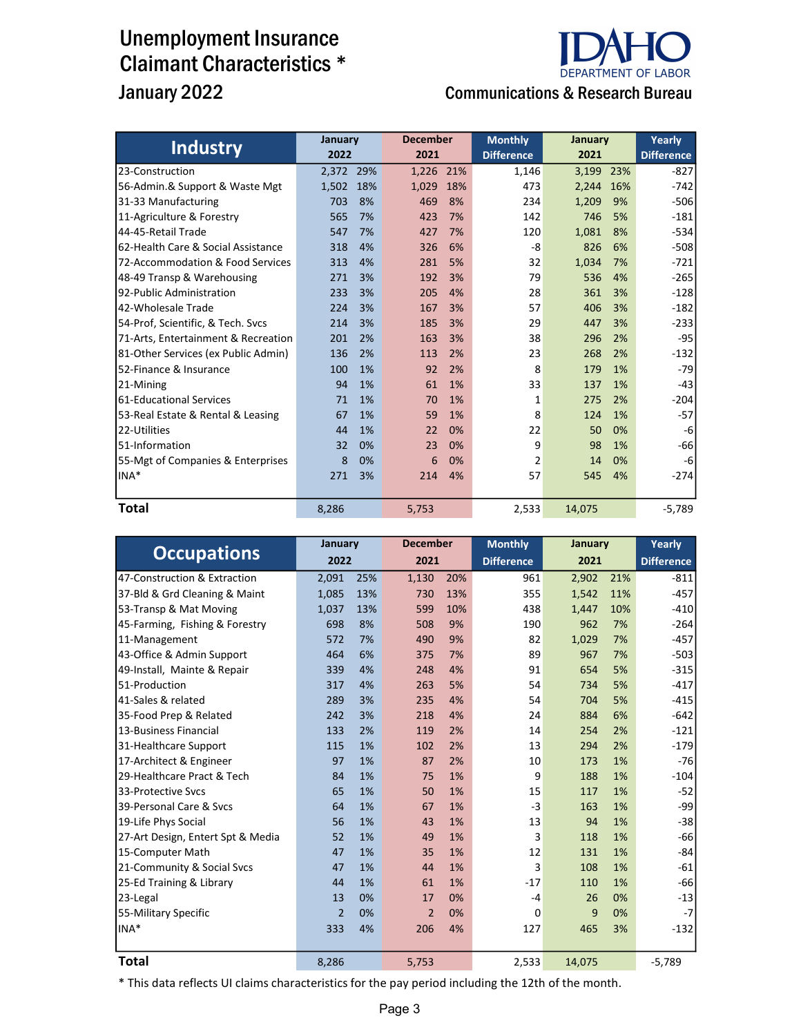# Unemployment Insurance Claimant Characteristics *

## January 2022

IDAHO DEPARTMENT OF LABOR

Communications & Research Bureau

| Industry | January 2022 | | December 2021 | | Monthly Difference | January 2021 | | Yearly Difference |
|---|---|---|---|---|---|---|---|---|
| 23-Construction | 2,372 | 29% | 1,226 | 21% | 1,146 | 3,199 | 23% | -827 |
| 56-Admin.& Support & Waste Mgt | 1,502 | 18% | 1,029 | 18% | 473 | 2,244 | 16% | -742 |
| 31-33 Manufacturing | 703 | 8% | 469 | 8% | 234 | 1,209 | 9% | -506 |
| 11-Agriculture & Forestry | 565 | 7% | 423 | 7% | 142 | 746 | 5% | -181 |
| 44-45-Retail Trade | 547 | 7% | 427 | 7% | 120 | 1,081 | 8% | -534 |
| 62-Health Care & Social Assistance | 318 | 4% | 326 | 6% | -8 | 826 | 6% | -508 |
| 72-Accommodation & Food Services | 313 | 4% | 281 | 5% | 32 | 1,034 | 7% | -721 |
| 48-49 Transp & Warehousing | 271 | 3% | 192 | 3% | 79 | 536 | 4% | -265 |
| 92-Public Administration | 233 | 3% | 205 | 4% | 28 | 361 | 3% | -128 |
| 42-Wholesale Trade | 224 | 3% | 167 | 3% | 57 | 406 | 3% | -182 |
| 54-Prof, Scientific, & Tech. Svcs | 214 | 3% | 185 | 3% | 29 | 447 | 3% | -233 |
| 71-Arts, Entertainment & Recreation | 201 | 2% | 163 | 3% | 38 | 296 | 2% | -95 |
| 81-Other Services (ex Public Admin) | 136 | 2% | 113 | 2% | 23 | 268 | 2% | -132 |
| 52-Finance & Insurance | 100 | 1% | 92 | 2% | 8 | 179 | 1% | -79 |
| 21-Mining | 94 | 1% | 61 | 1% | 33 | 137 | 1% | -43 |
| 61-Educational Services | 71 | 1% | 70 | 1% | 1 | 275 | 2% | -204 |
| 53-Real Estate & Rental & Leasing | 67 | 1% | 59 | 1% | 8 | 124 | 1% | -57 |
| 22-Utilities | 44 | 1% | 22 | 0% | 22 | 50 | 0% | -6 |
| 51-Information | 32 | 0% | 23 | 0% | 9 | 98 | 1% | -66 |
| 55-Mgt of Companies & Enterprises | 8 | 0% | 6 | 0% | 2 | 14 | 0% | -6 |
| INA* | 271 | 3% | 214 | 4% | 57 | 545 | 4% | -274 |
| **Total** | 8,286 | | 5,753 | | 2,533 | 14,075 | | -5,789 |

| Occupations | January 2022 | | December 2021 | | Monthly Difference | January 2021 | | Yearly Difference |
|---|---|---|---|---|---|---|---|---|
| 47-Construction & Extraction | 2,091 | 25% | 1,130 | 20% | 961 | 2,902 | 21% | -811 |
| 37-Bld & Grd Cleaning & Maint | 1,085 | 13% | 730 | 13% | 355 | 1,542 | 11% | -457 |
| 53-Transp & Mat Moving | 1,037 | 13% | 599 | 10% | 438 | 1,447 | 10% | -410 |
| 45-Farming, Fishing & Forestry | 698 | 8% | 508 | 9% | 190 | 962 | 7% | -264 |
| 11-Management | 572 | 7% | 490 | 9% | 82 | 1,029 | 7% | -457 |
| 43-Office & Admin Support | 464 | 6% | 375 | 7% | 89 | 967 | 7% | -503 |
| 49-Install, Mainte & Repair | 339 | 4% | 248 | 4% | 91 | 654 | 5% | -315 |
| 51-Production | 317 | 4% | 263 | 5% | 54 | 734 | 5% | -417 |
| 41-Sales & related | 289 | 3% | 235 | 4% | 54 | 704 | 5% | -415 |
| 35-Food Prep & Related | 242 | 3% | 218 | 4% | 24 | 884 | 6% | -642 |
| 13-Business Financial | 133 | 2% | 119 | 2% | 14 | 254 | 2% | -121 |
| 31-Healthcare Support | 115 | 1% | 102 | 2% | 13 | 294 | 2% | -179 |
| 17-Architect & Engineer | 97 | 1% | 87 | 2% | 10 | 173 | 1% | -76 |
| 29-Healthcare Pract & Tech | 84 | 1% | 75 | 1% | 9 | 188 | 1% | -104 |
| 33-Protective Svcs | 65 | 1% | 50 | 1% | 15 | 117 | 1% | -52 |
| 39-Personal Care & Svcs | 64 | 1% | 67 | 1% | -3 | 163 | 1% | -99 |
| 19-Life Phys Social | 56 | 1% | 43 | 1% | 13 | 94 | 1% | -38 |
| 27-Art Design, Entert Spt & Media | 52 | 1% | 49 | 1% | 3 | 118 | 1% | -66 |
| 15-Computer Math | 47 | 1% | 35 | 1% | 12 | 131 | 1% | -84 |
| 21-Community & Social Svcs | 47 | 1% | 44 | 1% | 3 | 108 | 1% | -61 |
| 25-Ed Training & Library | 44 | 1% | 61 | 1% | -17 | 110 | 1% | -66 |
| 23-Legal | 13 | 0% | 17 | 0% | -4 | 26 | 0% | -13 |
| 55-Military Specific | 2 | 0% | 2 | 0% | 0 | 9 | 0% | -7 |
| INA* | 333 | 4% | 206 | 4% | 127 | 465 | 3% | -132 |
| **Total** | 8,286 | | 5,753 | | 2,533 | 14,075 | | -5,789 |

* This data reflects UI claims characteristics for the pay period including the 12th of the month.